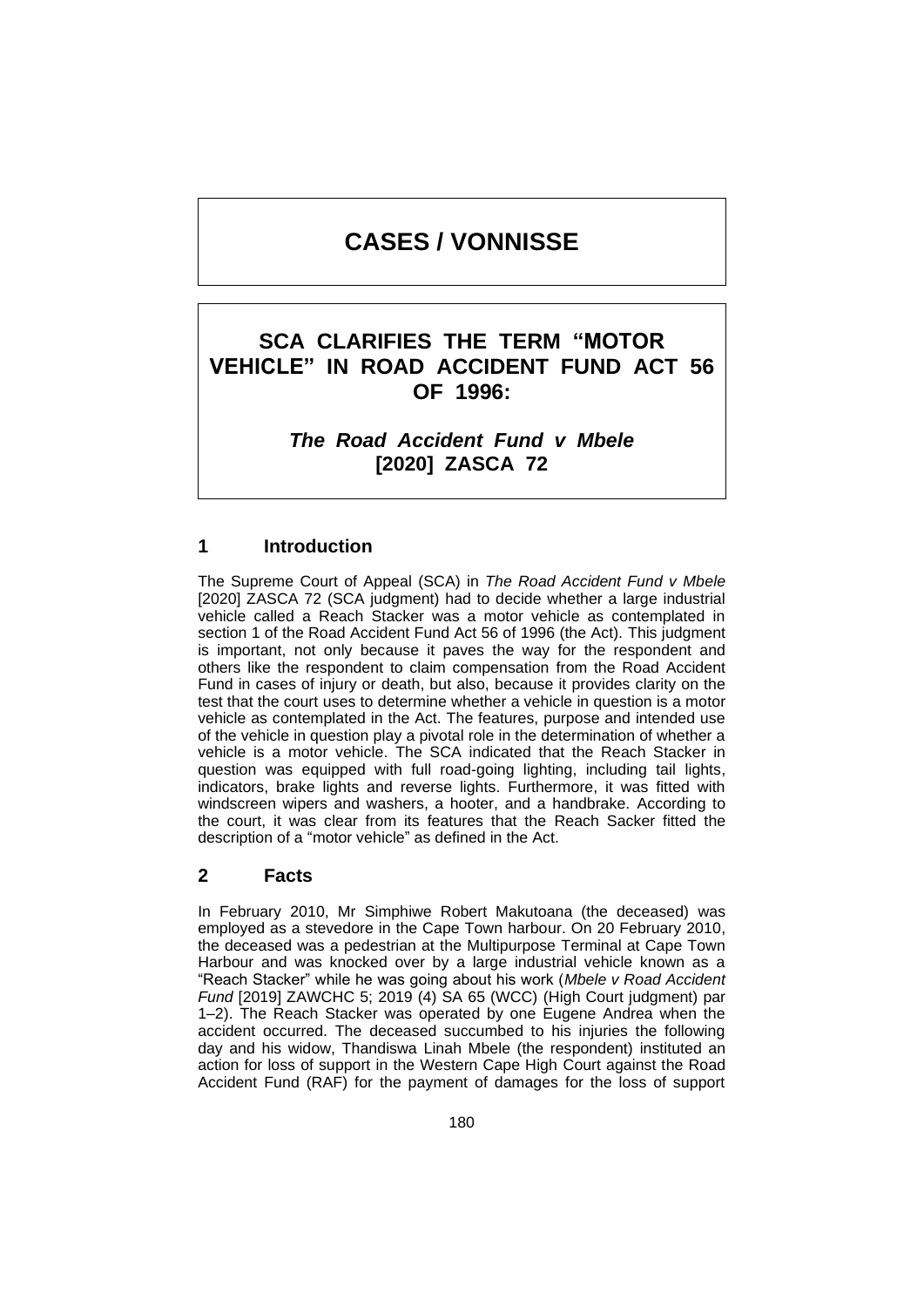# CASES / VONNISSE

## SCA CLARIFIES THE TERM "MOTOR VEHICLE" IN ROAD ACCIDENT FUND ACT 56 OF 1996:

### *The Road Accident Fund v Mbele* [2020] ZASCA 72

## 1 Introduction

The Supreme Court of Appeal (SCA) in *The Road Accident Fund v Mbele* [2020] ZASCA 72 (SCA judgment) had to decide whether a large industrial vehicle called a Reach Stacker was a motor vehicle as contemplated in section 1 of the Road Accident Fund Act 56 of 1996 (the Act). This judgment is important, not only because it paves the way for the respondent and others like the respondent to claim compensation from the Road Accident Fund in cases of injury or death, but also, because it provides clarity on the test that the court uses to determine whether a vehicle in question is a motor vehicle as contemplated in the Act. The features, purpose and intended use of the vehicle in question play a pivotal role in the determination of whether a vehicle is a motor vehicle. The SCA indicated that the Reach Stacker in question was equipped with full road-going lighting, including tail lights, indicators, brake lights and reverse lights. Furthermore, it was fitted with windscreen wipers and washers, a hooter, and a handbrake. According to the court, it was clear from its features that the Reach Sacker fitted the description of a "motor vehicle" as defined in the Act.

## 2 Facts

In February 2010, Mr Simphiwe Robert Makutoana (the deceased) was employed as a stevedore in the Cape Town harbour. On 20 February 2010, the deceased was a pedestrian at the Multipurpose Terminal at Cape Town Harbour and was knocked over by a large industrial vehicle known as a "Reach Stacker" while he was going about his work (*Mbele v Road Accident Fund* [2019] ZAWCHC 5; 2019 (4) SA 65 (WCC) (High Court judgment) par 1–2). The Reach Stacker was operated by one Eugene Andrea when the accident occurred. The deceased succumbed to his injuries the following day and his widow, Thandiswa Linah Mbele (the respondent) instituted an action for loss of support in the Western Cape High Court against the Road Accident Fund (RAF) for the payment of damages for the loss of support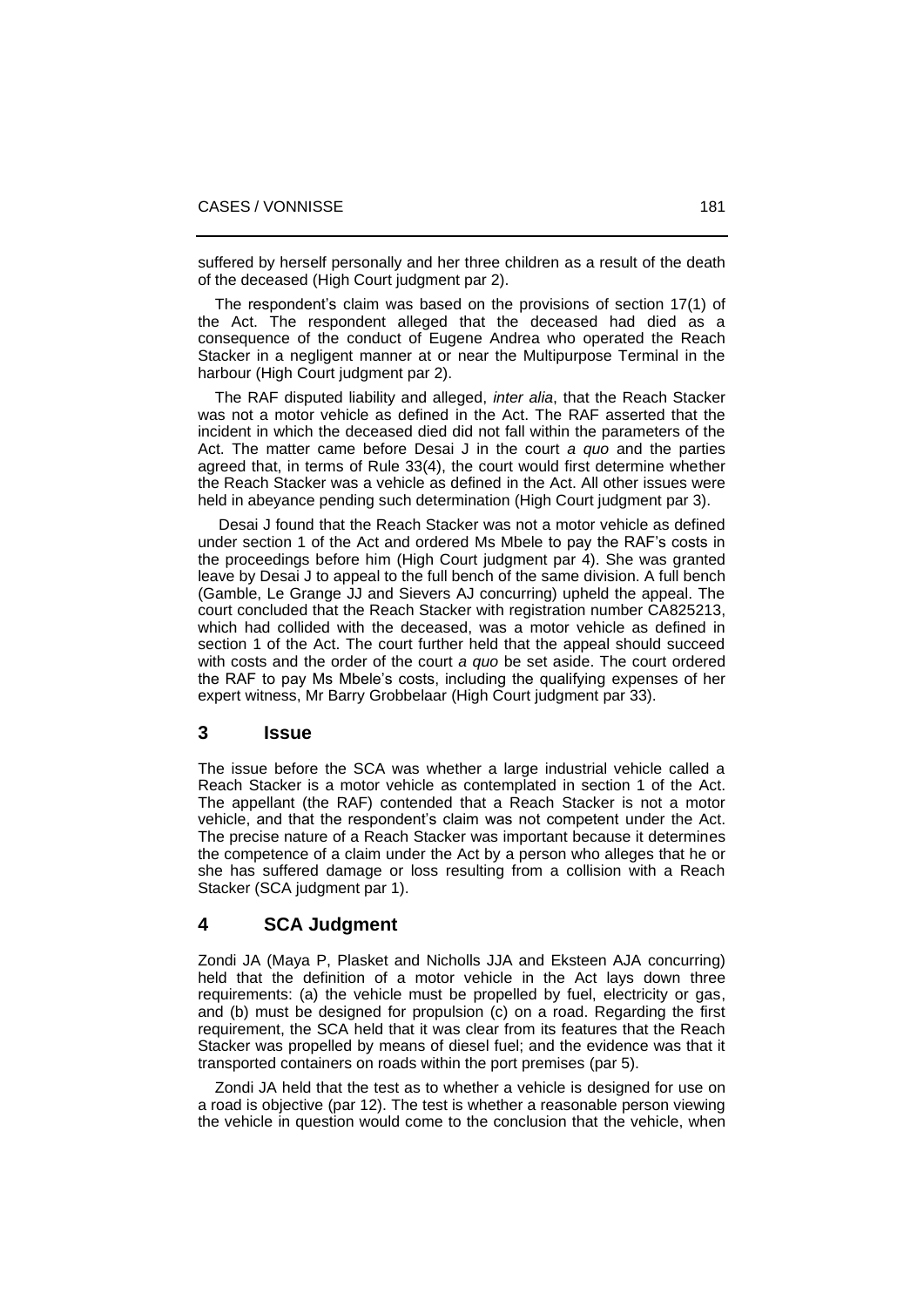suffered by herself personally and her three children as a result of the death of the deceased (High Court judgment par 2).

The respondent's claim was based on the provisions of section 17(1) of the Act. The respondent alleged that the deceased had died as a consequence of the conduct of Eugene Andrea who operated the Reach Stacker in a negligent manner at or near the Multipurpose Terminal in the harbour (High Court judgment par 2).

The RAF disputed liability and alleged, *inter alia*, that the Reach Stacker was not a motor vehicle as defined in the Act. The RAF asserted that the incident in which the deceased died did not fall within the parameters of the Act. The matter came before Desai J in the court *a quo* and the parties agreed that, in terms of Rule 33(4), the court would first determine whether the Reach Stacker was a vehicle as defined in the Act. All other issues were held in abeyance pending such determination (High Court judgment par 3).

Desai J found that the Reach Stacker was not a motor vehicle as defined under section 1 of the Act and ordered Ms Mbele to pay the RAF's costs in the proceedings before him (High Court judgment par 4). She was granted leave by Desai J to appeal to the full bench of the same division. A full bench (Gamble, Le Grange JJ and Sievers AJ concurring) upheld the appeal. The court concluded that the Reach Stacker with registration number CA825213, which had collided with the deceased, was a motor vehicle as defined in section 1 of the Act. The court further held that the appeal should succeed with costs and the order of the court *a quo* be set aside. The court ordered the RAF to pay Ms Mbele's costs, including the qualifying expenses of her expert witness, Mr Barry Grobbelaar (High Court judgment par 33).

## 3 Issue

The issue before the SCA was whether a large industrial vehicle called a Reach Stacker is a motor vehicle as contemplated in section 1 of the Act. The appellant (the RAF) contended that a Reach Stacker is not a motor vehicle, and that the respondent's claim was not competent under the Act. The precise nature of a Reach Stacker was important because it determines the competence of a claim under the Act by a person who alleges that he or she has suffered damage or loss resulting from a collision with a Reach Stacker (SCA judgment par 1).

## 4 SCA Judgment

Zondi JA (Maya P, Plasket and Nicholls JJA and Eksteen AJA concurring) held that the definition of a motor vehicle in the Act lays down three requirements: (a) the vehicle must be propelled by fuel, electricity or gas, and (b) must be designed for propulsion (c) on a road. Regarding the first requirement, the SCA held that it was clear from its features that the Reach Stacker was propelled by means of diesel fuel; and the evidence was that it transported containers on roads within the port premises (par 5).

Zondi JA held that the test as to whether a vehicle is designed for use on a road is objective (par 12). The test is whether a reasonable person viewing the vehicle in question would come to the conclusion that the vehicle, when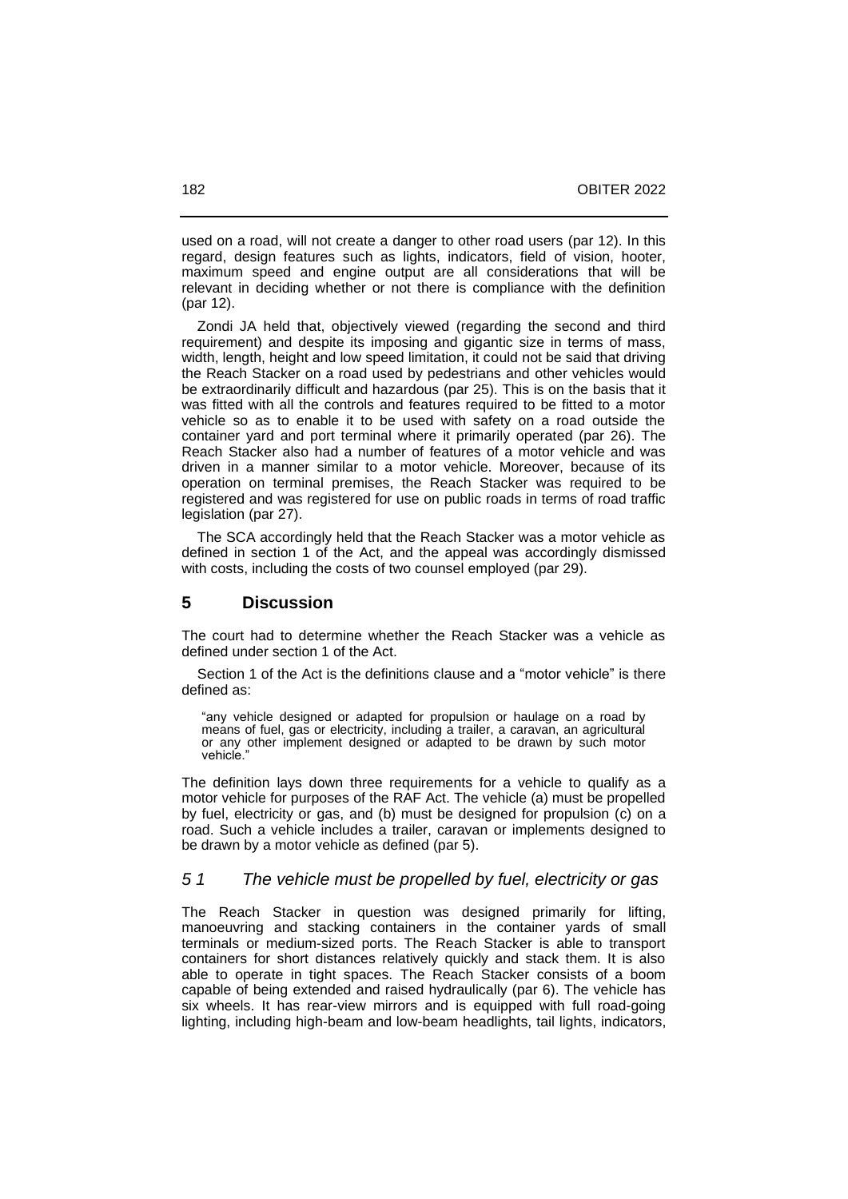used on a road, will not create a danger to other road users (par 12). In this regard, design features such as lights, indicators, field of vision, hooter, maximum speed and engine output are all considerations that will be relevant in deciding whether or not there is compliance with the definition (par 12).

Zondi JA held that, objectively viewed (regarding the second and third requirement) and despite its imposing and gigantic size in terms of mass, width, length, height and low speed limitation, it could not be said that driving the Reach Stacker on a road used by pedestrians and other vehicles would be extraordinarily difficult and hazardous (par 25). This is on the basis that it was fitted with all the controls and features required to be fitted to a motor vehicle so as to enable it to be used with safety on a road outside the container yard and port terminal where it primarily operated (par 26). The Reach Stacker also had a number of features of a motor vehicle and was driven in a manner similar to a motor vehicle. Moreover, because of its operation on terminal premises, the Reach Stacker was required to be registered and was registered for use on public roads in terms of road traffic legislation (par 27).

The SCA accordingly held that the Reach Stacker was a motor vehicle as defined in section 1 of the Act, and the appeal was accordingly dismissed with costs, including the costs of two counsel employed (par 29).

## 5 Discussion

The court had to determine whether the Reach Stacker was a vehicle as defined under section 1 of the Act.

Section 1 of the Act is the definitions clause and a "motor vehicle" is there defined as:

> "any vehicle designed or adapted for propulsion or haulage on a road by means of fuel, gas or electricity, including a trailer, a caravan, an agricultural or any other implement designed or adapted to be drawn by such motor vehicle."

The definition lays down three requirements for a vehicle to qualify as a motor vehicle for purposes of the RAF Act. The vehicle (a) must be propelled by fuel, electricity or gas, and (b) must be designed for propulsion (c) on a road. Such a vehicle includes a trailer, caravan or implements designed to be drawn by a motor vehicle as defined (par 5).

### *5 1 The vehicle must be propelled by fuel, electricity or gas*

The Reach Stacker in question was designed primarily for lifting, manoeuvring and stacking containers in the container yards of small terminals or medium-sized ports. The Reach Stacker is able to transport containers for short distances relatively quickly and stack them. It is also able to operate in tight spaces. The Reach Stacker consists of a boom capable of being extended and raised hydraulically (par 6). The vehicle has six wheels. It has rear-view mirrors and is equipped with full road-going lighting, including high-beam and low-beam headlights, tail lights, indicators,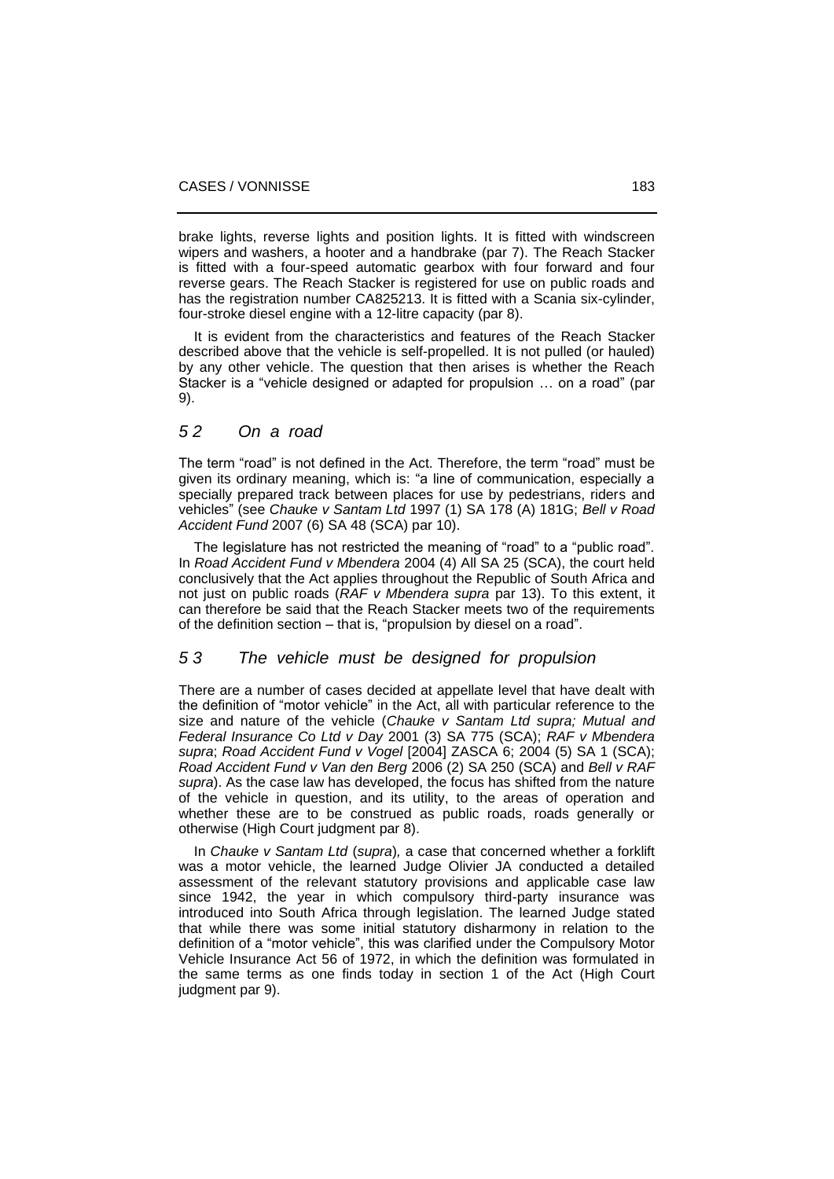brake lights, reverse lights and position lights. It is fitted with windscreen wipers and washers, a hooter and a handbrake (par 7). The Reach Stacker is fitted with a four-speed automatic gearbox with four forward and four reverse gears. The Reach Stacker is registered for use on public roads and has the registration number CA825213. It is fitted with a Scania six-cylinder, four-stroke diesel engine with a 12-litre capacity (par 8).

It is evident from the characteristics and features of the Reach Stacker described above that the vehicle is self-propelled. It is not pulled (or hauled) by any other vehicle. The question that then arises is whether the Reach Stacker is a "vehicle designed or adapted for propulsion … on a road" (par 9).

## *5 2 On a road*

The term "road" is not defined in the Act. Therefore, the term "road" must be given its ordinary meaning, which is: "a line of communication, especially a specially prepared track between places for use by pedestrians, riders and vehicles" (see *Chauke v Santam Ltd* 1997 (1) SA 178 (A) 181G; *Bell v Road Accident Fund* 2007 (6) SA 48 (SCA) par 10).

The legislature has not restricted the meaning of "road" to a "public road". In *Road Accident Fund v Mbendera* 2004 (4) All SA 25 (SCA), the court held conclusively that the Act applies throughout the Republic of South Africa and not just on public roads (*RAF v Mbendera supra* par 13). To this extent, it can therefore be said that the Reach Stacker meets two of the requirements of the definition section – that is, "propulsion by diesel on a road".

## *5 3 The vehicle must be designed for propulsion*

There are a number of cases decided at appellate level that have dealt with the definition of "motor vehicle" in the Act, all with particular reference to the size and nature of the vehicle (*Chauke v Santam Ltd supra; Mutual and Federal Insurance Co Ltd v Day* 2001 (3) SA 775 (SCA); *RAF v Mbendera supra*; *Road Accident Fund v Vogel* [2004] ZASCA 6; 2004 (5) SA 1 (SCA); *Road Accident Fund v Van den Berg* 2006 (2) SA 250 (SCA) and *Bell v RAF supra*). As the case law has developed, the focus has shifted from the nature of the vehicle in question, and its utility, to the areas of operation and whether these are to be construed as public roads, roads generally or otherwise (High Court judgment par 8).

In *Chauke v Santam Ltd* (*supra*)*,* a case that concerned whether a forklift was a motor vehicle, the learned Judge Olivier JA conducted a detailed assessment of the relevant statutory provisions and applicable case law since 1942, the year in which compulsory third-party insurance was introduced into South Africa through legislation. The learned Judge stated that while there was some initial statutory disharmony in relation to the definition of a "motor vehicle", this was clarified under the Compulsory Motor Vehicle Insurance Act 56 of 1972, in which the definition was formulated in the same terms as one finds today in section 1 of the Act (High Court judgment par 9).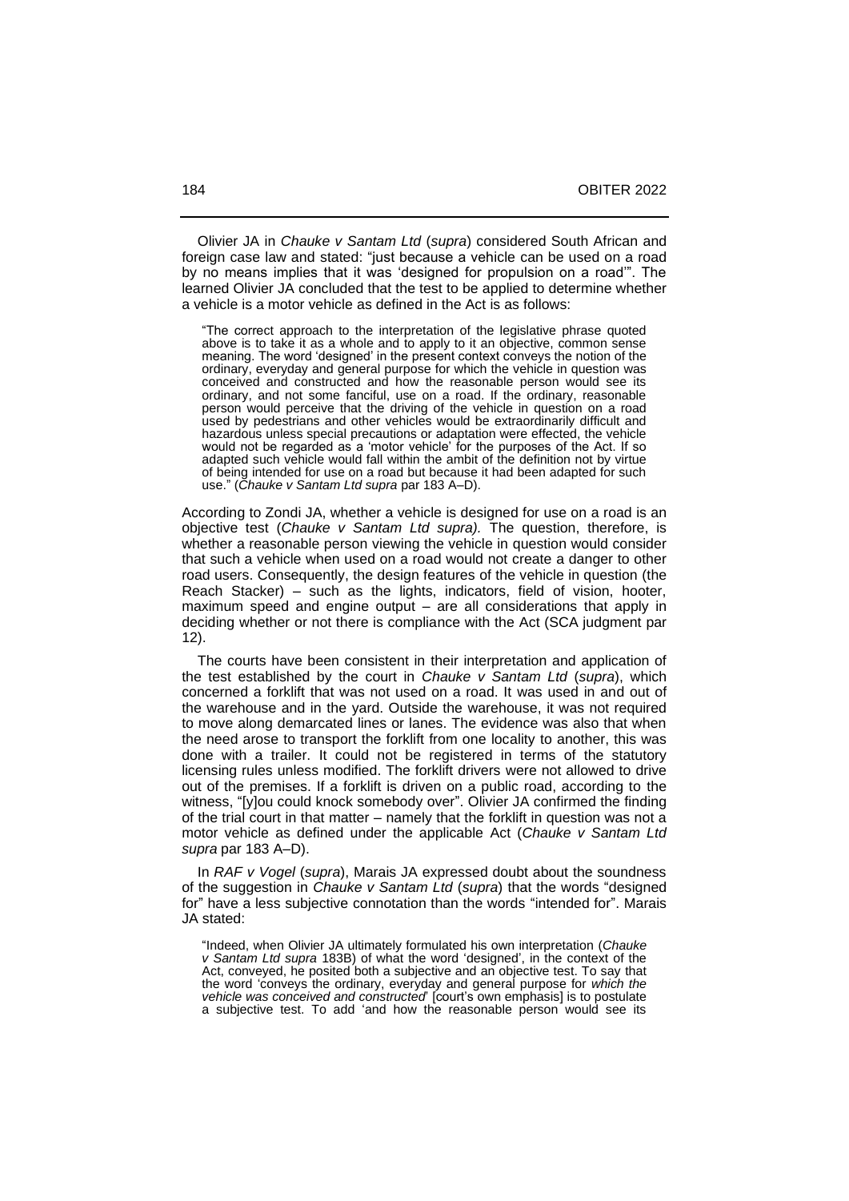Olivier JA in *Chauke v Santam Ltd* (*supra*) considered South African and foreign case law and stated: "just because a vehicle can be used on a road by no means implies that it was 'designed for propulsion on a road'". The learned Olivier JA concluded that the test to be applied to determine whether a vehicle is a motor vehicle as defined in the Act is as follows:

> "The correct approach to the interpretation of the legislative phrase quoted above is to take it as a whole and to apply to it an objective, common sense meaning. The word 'designed' in the present context conveys the notion of the ordinary, everyday and general purpose for which the vehicle in question was conceived and constructed and how the reasonable person would see its ordinary, and not some fanciful, use on a road. If the ordinary, reasonable person would perceive that the driving of the vehicle in question on a road used by pedestrians and other vehicles would be extraordinarily difficult and hazardous unless special precautions or adaptation were effected, the vehicle would not be regarded as a 'motor vehicle' for the purposes of the Act. If so adapted such vehicle would fall within the ambit of the definition not by virtue of being intended for use on a road but because it had been adapted for such use." (*Chauke v Santam Ltd supra* par 183 A–D).

According to Zondi JA, whether a vehicle is designed for use on a road is an objective test (*Chauke v Santam Ltd supra).* The question, therefore, is whether a reasonable person viewing the vehicle in question would consider that such a vehicle when used on a road would not create a danger to other road users. Consequently, the design features of the vehicle in question (the Reach Stacker) – such as the lights, indicators, field of vision, hooter, maximum speed and engine output – are all considerations that apply in deciding whether or not there is compliance with the Act (SCA judgment par 12).

The courts have been consistent in their interpretation and application of the test established by the court in *Chauke v Santam Ltd* (*supra*), which concerned a forklift that was not used on a road. It was used in and out of the warehouse and in the yard. Outside the warehouse, it was not required to move along demarcated lines or lanes. The evidence was also that when the need arose to transport the forklift from one locality to another, this was done with a trailer. It could not be registered in terms of the statutory licensing rules unless modified. The forklift drivers were not allowed to drive out of the premises. If a forklift is driven on a public road, according to the witness, "[y]ou could knock somebody over". Olivier JA confirmed the finding of the trial court in that matter – namely that the forklift in question was not a motor vehicle as defined under the applicable Act (*Chauke v Santam Ltd supra* par 183 A–D).

In *RAF v Vogel* (*supra*), Marais JA expressed doubt about the soundness of the suggestion in *Chauke v Santam Ltd* (*supra*) that the words "designed for" have a less subjective connotation than the words "intended for". Marais JA stated:

> "Indeed, when Olivier JA ultimately formulated his own interpretation (*Chauke v Santam Ltd supra* 183B) of what the word 'designed', in the context of the Act, conveyed, he posited both a subjective and an objective test. To say that the word 'conveys the ordinary, everyday and general purpose for *which the vehicle was conceived and constructed*' [court's own emphasis] is to postulate a subjective test. To add 'and how the reasonable person would see its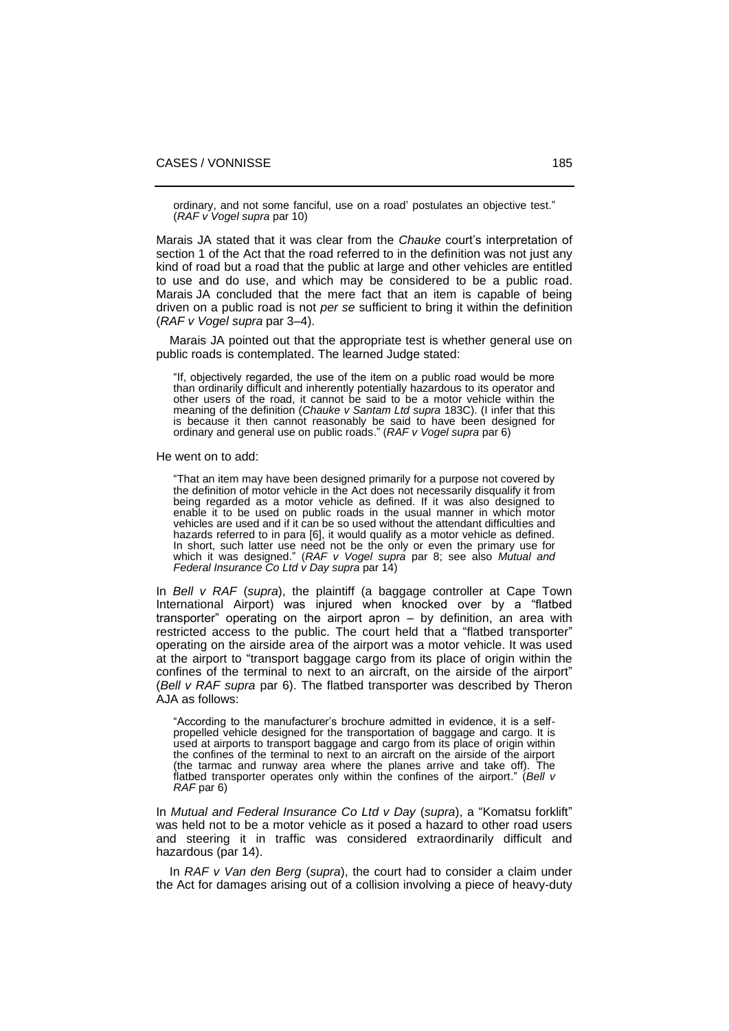> ordinary, and not some fanciful, use on a road' postulates an objective test." (*RAF v Vogel supra* par 10)

Marais JA stated that it was clear from the *Chauke* court's interpretation of section 1 of the Act that the road referred to in the definition was not just any kind of road but a road that the public at large and other vehicles are entitled to use and do use, and which may be considered to be a public road. Marais JA concluded that the mere fact that an item is capable of being driven on a public road is not *per se* sufficient to bring it within the definition (*RAF v Vogel supra* par 3–4).

Marais JA pointed out that the appropriate test is whether general use on public roads is contemplated. The learned Judge stated:

> "If, objectively regarded, the use of the item on a public road would be more than ordinarily difficult and inherently potentially hazardous to its operator and other users of the road, it cannot be said to be a motor vehicle within the meaning of the definition (*Chauke v Santam Ltd supra* 183C). (I infer that this is because it then cannot reasonably be said to have been designed for ordinary and general use on public roads." (*RAF v Vogel supra* par 6)

He went on to add:

> "That an item may have been designed primarily for a purpose not covered by the definition of motor vehicle in the Act does not necessarily disqualify it from being regarded as a motor vehicle as defined. If it was also designed to enable it to be used on public roads in the usual manner in which motor vehicles are used and if it can be so used without the attendant difficulties and hazards referred to in para [6], it would qualify as a motor vehicle as defined. In short, such latter use need not be the only or even the primary use for which it was designed." (*RAF v Vogel supra* par 8; see also *Mutual and Federal Insurance Co Ltd v Day supra* par 14)

In *Bell v RAF* (*supra*), the plaintiff (a baggage controller at Cape Town International Airport) was injured when knocked over by a "flatbed transporter" operating on the airport apron – by definition, an area with restricted access to the public. The court held that a "flatbed transporter" operating on the airside area of the airport was a motor vehicle. It was used at the airport to "transport baggage cargo from its place of origin within the confines of the terminal to next to an aircraft, on the airside of the airport" (*Bell v RAF supra* par 6). The flatbed transporter was described by Theron AJA as follows:

> "According to the manufacturer's brochure admitted in evidence, it is a self-propelled vehicle designed for the transportation of baggage and cargo. It is used at airports to transport baggage and cargo from its place of origin within the confines of the terminal to next to an aircraft on the airside of the airport (the tarmac and runway area where the planes arrive and take off). The flatbed transporter operates only within the confines of the airport." (*Bell v RAF* par 6)

In *Mutual and Federal Insurance Co Ltd v Day* (*supra*), a "Komatsu forklift" was held not to be a motor vehicle as it posed a hazard to other road users and steering it in traffic was considered extraordinarily difficult and hazardous (par 14).

In *RAF v Van den Berg* (*supra*), the court had to consider a claim under the Act for damages arising out of a collision involving a piece of heavy-duty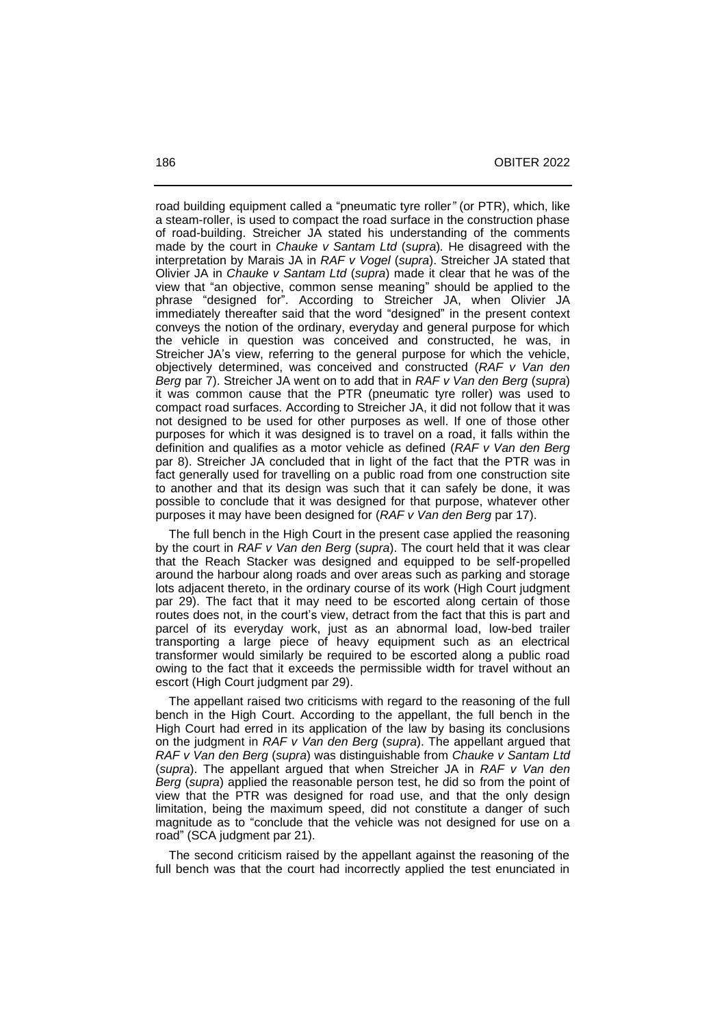road building equipment called a "pneumatic tyre roller*"* (or PTR), which, like a steam-roller, is used to compact the road surface in the construction phase of road-building. Streicher JA stated his understanding of the comments made by the court in *Chauke v Santam Ltd* (*supra*)*.* He disagreed with the interpretation by Marais JA in *RAF v Vogel* (*supra*). Streicher JA stated that Olivier JA in *Chauke v Santam Ltd* (*supra*) made it clear that he was of the view that "an objective, common sense meaning" should be applied to the phrase "designed for". According to Streicher JA, when Olivier JA immediately thereafter said that the word "designed" in the present context conveys the notion of the ordinary, everyday and general purpose for which the vehicle in question was conceived and constructed, he was, in Streicher JA's view, referring to the general purpose for which the vehicle, objectively determined, was conceived and constructed (*RAF v Van den Berg* par 7). Streicher JA went on to add that in *RAF v Van den Berg* (*supra*) it was common cause that the PTR (pneumatic tyre roller) was used to compact road surfaces. According to Streicher JA, it did not follow that it was not designed to be used for other purposes as well. If one of those other purposes for which it was designed is to travel on a road, it falls within the definition and qualifies as a motor vehicle as defined (*RAF v Van den Berg* par 8). Streicher JA concluded that in light of the fact that the PTR was in fact generally used for travelling on a public road from one construction site to another and that its design was such that it can safely be done, it was possible to conclude that it was designed for that purpose, whatever other purposes it may have been designed for (*RAF v Van den Berg* par 17).

The full bench in the High Court in the present case applied the reasoning by the court in *RAF v Van den Berg* (*supra*). The court held that it was clear that the Reach Stacker was designed and equipped to be self-propelled around the harbour along roads and over areas such as parking and storage lots adjacent thereto, in the ordinary course of its work (High Court judgment par 29). The fact that it may need to be escorted along certain of those routes does not, in the court's view, detract from the fact that this is part and parcel of its everyday work, just as an abnormal load, low-bed trailer transporting a large piece of heavy equipment such as an electrical transformer would similarly be required to be escorted along a public road owing to the fact that it exceeds the permissible width for travel without an escort (High Court judgment par 29).

The appellant raised two criticisms with regard to the reasoning of the full bench in the High Court. According to the appellant, the full bench in the High Court had erred in its application of the law by basing its conclusions on the judgment in *RAF v Van den Berg* (*supra*). The appellant argued that *RAF v Van den Berg* (*supra*) was distinguishable from *Chauke v Santam Ltd* (*supra*). The appellant argued that when Streicher JA in *RAF v Van den Berg* (*supra*) applied the reasonable person test, he did so from the point of view that the PTR was designed for road use, and that the only design limitation, being the maximum speed, did not constitute a danger of such magnitude as to "conclude that the vehicle was not designed for use on a road" (SCA judgment par 21).

The second criticism raised by the appellant against the reasoning of the full bench was that the court had incorrectly applied the test enunciated in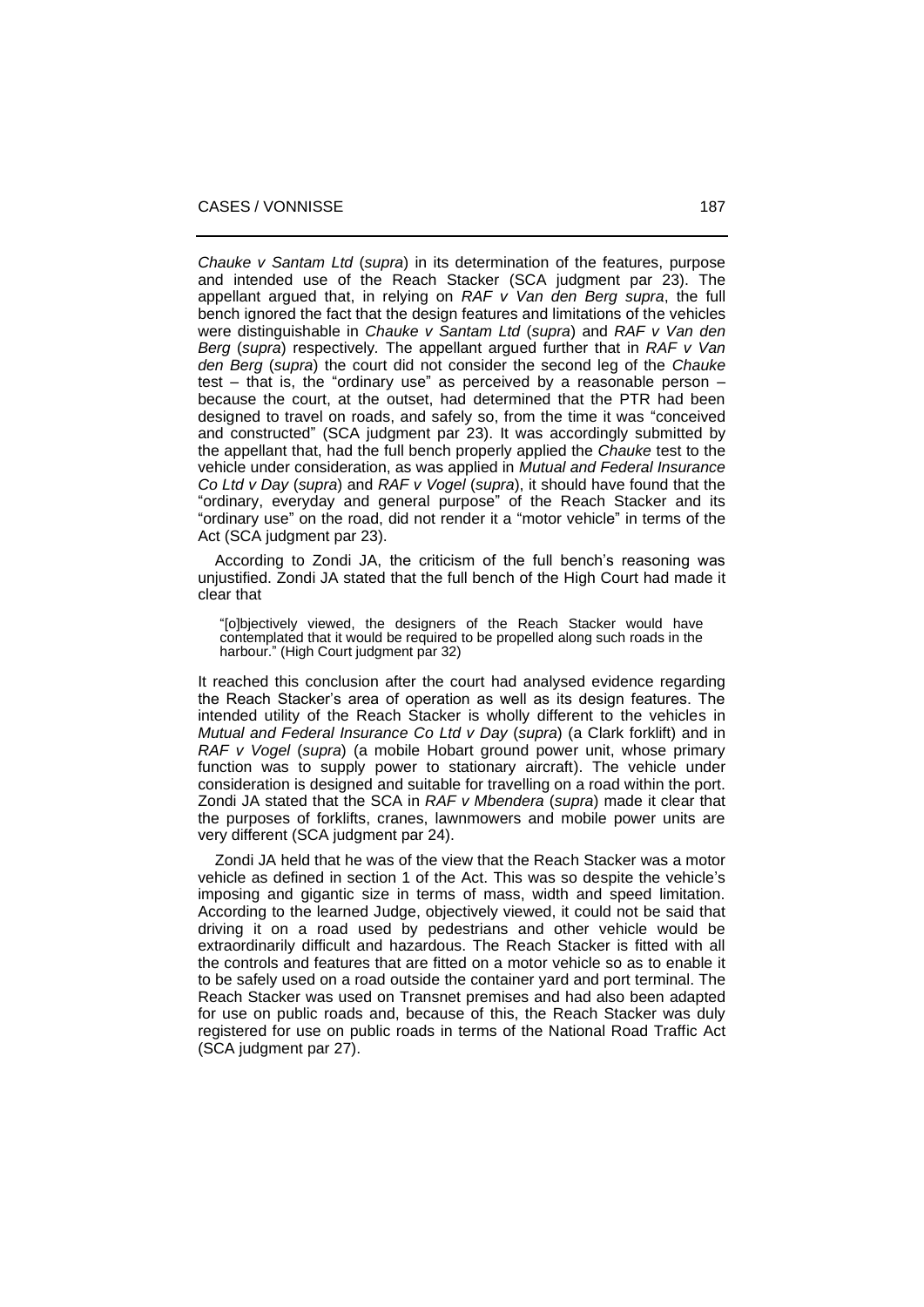*Chauke v Santam Ltd* (*supra*) in its determination of the features, purpose and intended use of the Reach Stacker (SCA judgment par 23). The appellant argued that, in relying on *RAF v Van den Berg supra*, the full bench ignored the fact that the design features and limitations of the vehicles were distinguishable in *Chauke v Santam Ltd* (*supra*) and *RAF v Van den Berg* (*supra*) respectively. The appellant argued further that in *RAF v Van den Berg* (*supra*) the court did not consider the second leg of the *Chauke* test – that is, the "ordinary use" as perceived by a reasonable person – because the court, at the outset, had determined that the PTR had been designed to travel on roads, and safely so, from the time it was "conceived and constructed" (SCA judgment par 23). It was accordingly submitted by the appellant that, had the full bench properly applied the *Chauke* test to the vehicle under consideration, as was applied in *Mutual and Federal Insurance Co Ltd v Day* (*supra*) and *RAF v Vogel* (*supra*), it should have found that the "ordinary, everyday and general purpose" of the Reach Stacker and its "ordinary use" on the road, did not render it a "motor vehicle" in terms of the Act (SCA judgment par 23).

According to Zondi JA, the criticism of the full bench's reasoning was unjustified. Zondi JA stated that the full bench of the High Court had made it clear that

> "[o]bjectively viewed, the designers of the Reach Stacker would have contemplated that it would be required to be propelled along such roads in the harbour." (High Court judgment par 32)

It reached this conclusion after the court had analysed evidence regarding the Reach Stacker's area of operation as well as its design features. The intended utility of the Reach Stacker is wholly different to the vehicles in *Mutual and Federal Insurance Co Ltd v Day* (*supra*) (a Clark forklift) and in *RAF v Vogel* (*supra*) (a mobile Hobart ground power unit, whose primary function was to supply power to stationary aircraft). The vehicle under consideration is designed and suitable for travelling on a road within the port. Zondi JA stated that the SCA in *RAF v Mbendera* (*supra*) made it clear that the purposes of forklifts, cranes, lawnmowers and mobile power units are very different (SCA judgment par 24).

Zondi JA held that he was of the view that the Reach Stacker was a motor vehicle as defined in section 1 of the Act. This was so despite the vehicle's imposing and gigantic size in terms of mass, width and speed limitation. According to the learned Judge, objectively viewed, it could not be said that driving it on a road used by pedestrians and other vehicle would be extraordinarily difficult and hazardous. The Reach Stacker is fitted with all the controls and features that are fitted on a motor vehicle so as to enable it to be safely used on a road outside the container yard and port terminal. The Reach Stacker was used on Transnet premises and had also been adapted for use on public roads and, because of this, the Reach Stacker was duly registered for use on public roads in terms of the National Road Traffic Act (SCA judgment par 27).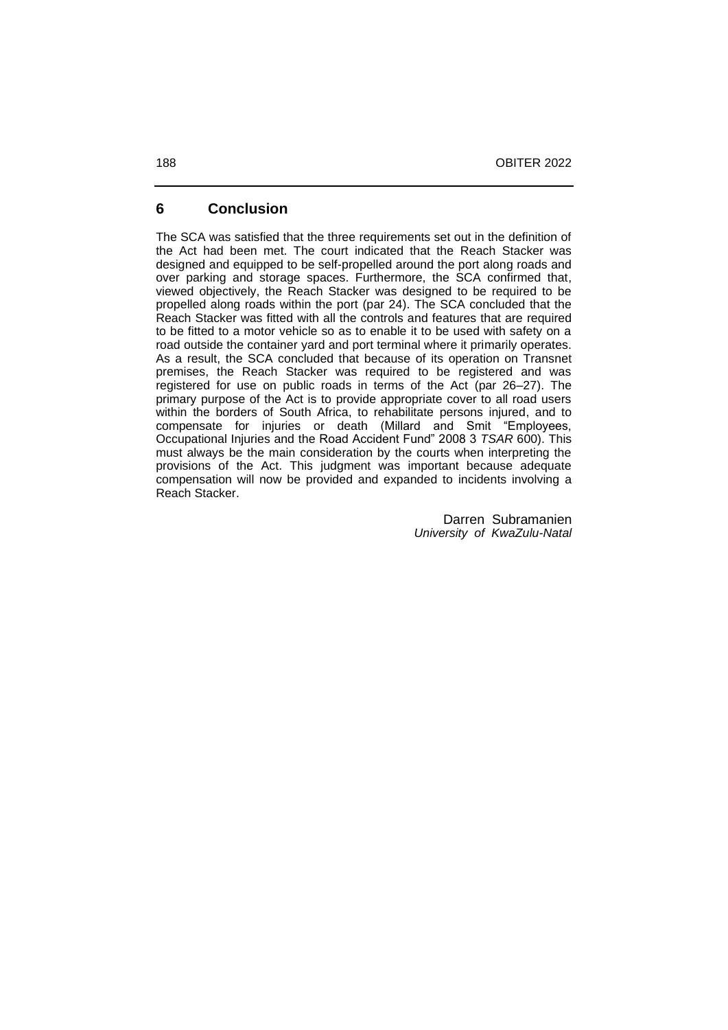## 6 Conclusion

The SCA was satisfied that the three requirements set out in the definition of the Act had been met. The court indicated that the Reach Stacker was designed and equipped to be self-propelled around the port along roads and over parking and storage spaces. Furthermore, the SCA confirmed that, viewed objectively, the Reach Stacker was designed to be required to be propelled along roads within the port (par 24). The SCA concluded that the Reach Stacker was fitted with all the controls and features that are required to be fitted to a motor vehicle so as to enable it to be used with safety on a road outside the container yard and port terminal where it primarily operates. As a result, the SCA concluded that because of its operation on Transnet premises, the Reach Stacker was required to be registered and was registered for use on public roads in terms of the Act (par 26–27). The primary purpose of the Act is to provide appropriate cover to all road users within the borders of South Africa, to rehabilitate persons injured, and to compensate for injuries or death (Millard and Smit "Employees, Occupational Injuries and the Road Accident Fund" 2008 3 *TSAR* 600). This must always be the main consideration by the courts when interpreting the provisions of the Act. This judgment was important because adequate compensation will now be provided and expanded to incidents involving a Reach Stacker.

Darren Subramanien
*University of KwaZulu-Natal*